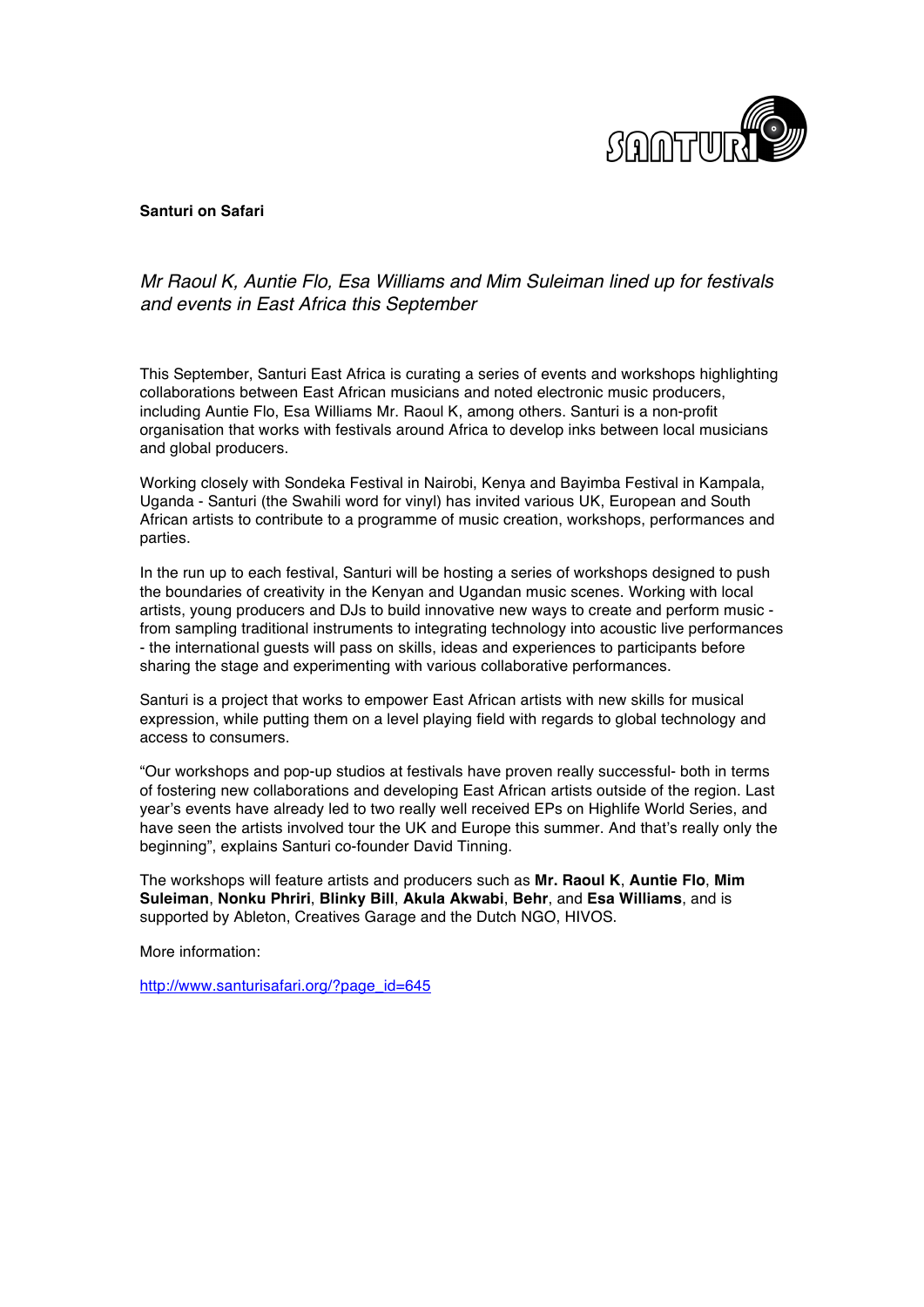**Santuri on Safari**

*Mr Raoul K, Auntie Flo, Esa Williams and Mim Suleiman lined up for festivals and events in East Africa this September*

This September, Santuri East Africa is curating a series of events and workshops highlighting collaborations between East African musicians and noted electronic music producers, including Auntie Flo, Esa Williams Mr. Raoul K, among others. Santuri is a non-profit organisation that works with festivals around Africa to develop inks between local musicians and global producers.

Working closely with Sondeka Festival in Nairobi, Kenya and Bayimba Festival in Kampala, Uganda - Santuri (the Swahili word for vinyl) has invited various UK, European and South African artists to contribute to a programme of music creation, workshops, performances and parties.

In the run up to each festival, Santuri will be hosting a series of workshops designed to push the boundaries of creativity in the Kenyan and Ugandan music scenes. Working with local artists, young producers and DJs to build innovative new ways to create and perform music - from sampling traditional instruments to integrating technology into acoustic live performances - the international guests will pass on skills, ideas and experiences to participants before sharing the stage and experimenting with various collaborative performances.

Santuri is a project that works to empower East African artists with new skills for musical expression, while putting them on a level playing field with regards to global technology and access to consumers.

“Our workshops and pop-up studios at festivals have proven really successful- both in terms of fostering new collaborations and developing East African artists outside of the region. Last year’s events have already led to two really well received EPs on Highlife World Series, and have seen the artists involved tour the UK and Europe this summer. And that’s really only the beginning”, explains Santuri co-founder David Tinning.

The workshops will feature artists and producers such as **Mr. Raoul K**, **Auntie Flo**, **Mim Suleiman**, **Nonku Phriri**, **Blinky Bill**, **Akula Akwabi**, **Behr**, and **Esa Williams**, and is supported by Ableton, Creatives Garage and the Dutch NGO, HIVOS.

More information:

http://www.santurisafari.org/?page_id=645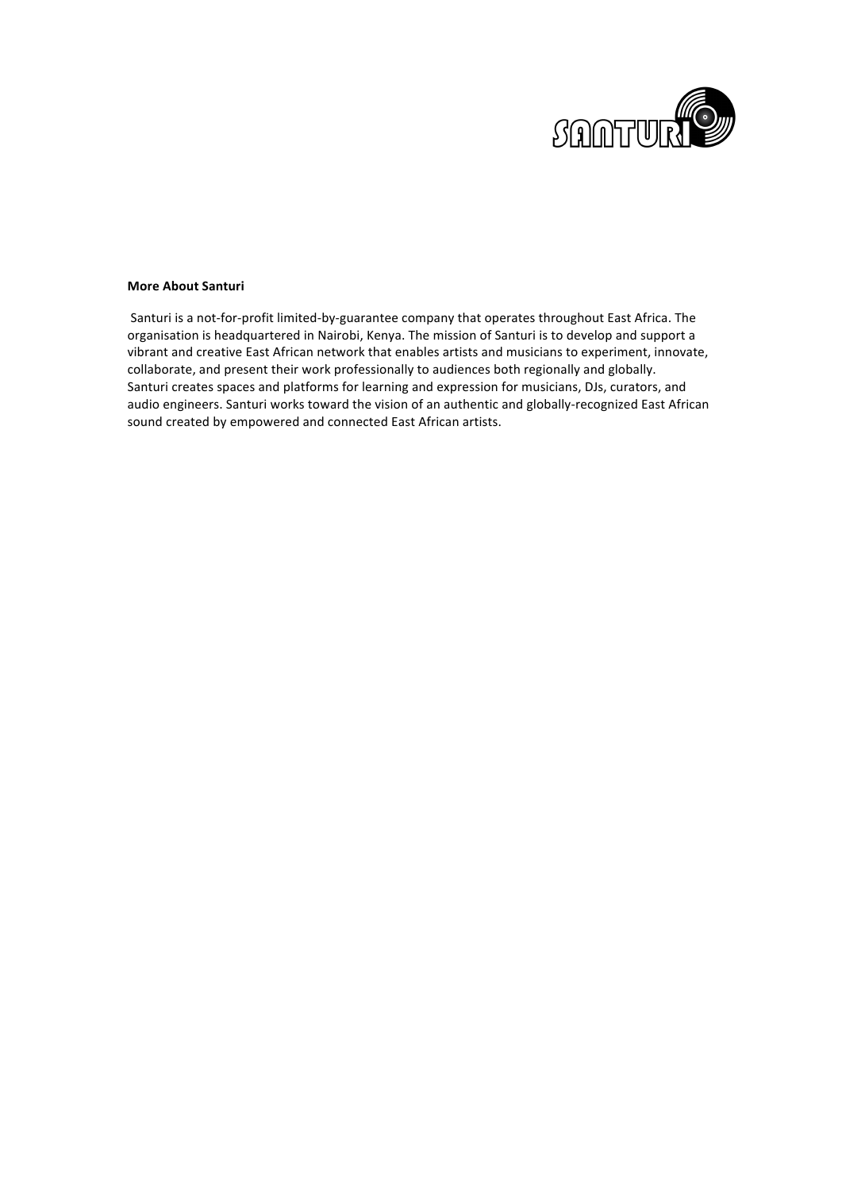**More About Santuri**

Santuri is a not-for-profit limited-by-guarantee company that operates throughout East Africa. The organisation is headquartered in Nairobi, Kenya. The mission of Santuri is to develop and support a vibrant and creative East African network that enables artists and musicians to experiment, innovate, collaborate, and present their work professionally to audiences both regionally and globally.
Santuri creates spaces and platforms for learning and expression for musicians, DJs, curators, and audio engineers. Santuri works toward the vision of an authentic and globally-recognized East African sound created by empowered and connected East African artists.